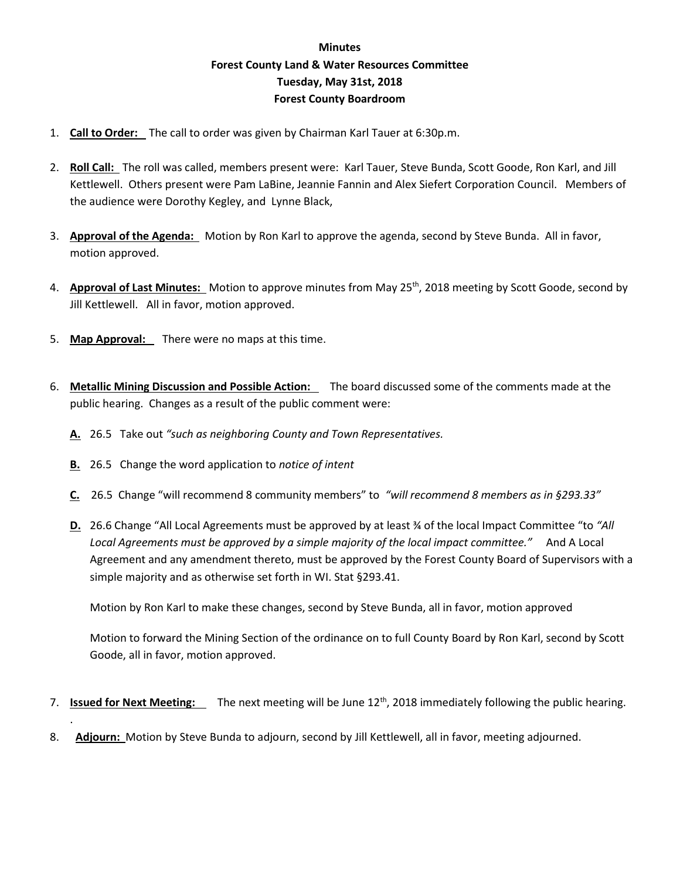**Minutes**
**Forest County Land & Water Resources Committee**
**Tuesday, May 31st, 2018**
**Forest County Boardroom**

1. **Call to Order:** The call to order was given by Chairman Karl Tauer at 6:30p.m.

2. **Roll Call:** The roll was called, members present were: Karl Tauer, Steve Bunda, Scott Goode, Ron Karl, and Jill Kettlewell. Others present were Pam LaBine, Jeannie Fannin and Alex Siefert Corporation Council. Members of the audience were Dorothy Kegley, and Lynne Black,

3. **Approval of the Agenda:** Motion by Ron Karl to approve the agenda, second by Steve Bunda. All in favor, motion approved.

4. **Approval of Last Minutes:** Motion to approve minutes from May 25th, 2018 meeting by Scott Goode, second by Jill Kettlewell. All in favor, motion approved.

5. **Map Approval:** There were no maps at this time.

6. **Metallic Mining Discussion and Possible Action:** The board discussed some of the comments made at the public hearing. Changes as a result of the public comment were:

   **A.** 26.5 Take out *"such as neighboring County and Town Representatives.*

   **B.** 26.5 Change the word application to *notice of intent*

   **C.** 26.5 Change "will recommend 8 community members" to *"will recommend 8 members as in §293.33"*

   **D.** 26.6 Change "All Local Agreements must be approved by at least ¾ of the local Impact Committee "to *"All Local Agreements must be approved by a simple majority of the local impact committee."* And A Local Agreement and any amendment thereto, must be approved by the Forest County Board of Supervisors with a simple majority and as otherwise set forth in WI. Stat §293.41.

   Motion by Ron Karl to make these changes, second by Steve Bunda, all in favor, motion approved

   Motion to forward the Mining Section of the ordinance on to full County Board by Ron Karl, second by Scott Goode, all in favor, motion approved.

7. **Issued for Next Meeting:** The next meeting will be June 12th, 2018 immediately following the public hearing.

8. **Adjourn:** Motion by Steve Bunda to adjourn, second by Jill Kettlewell, all in favor, meeting adjourned.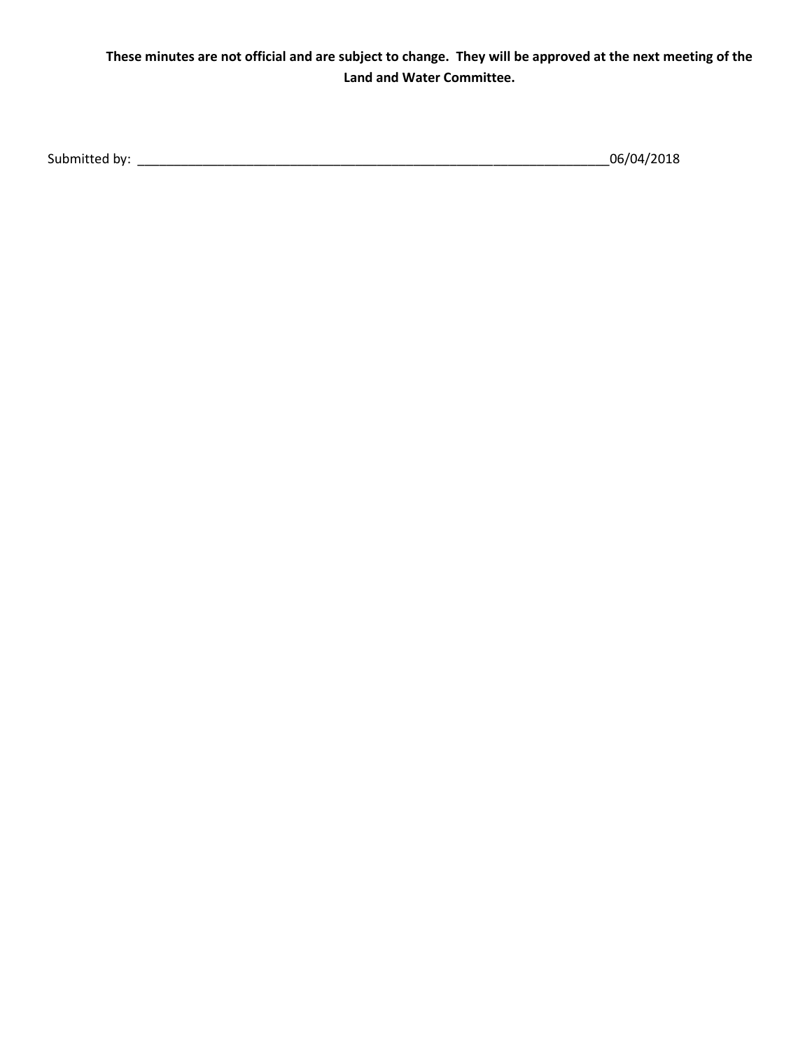**These minutes are not official and are subject to change. They will be approved at the next meeting of the Land and Water Committee.**

Submitted by: ________________________________________________________________06/04/2018